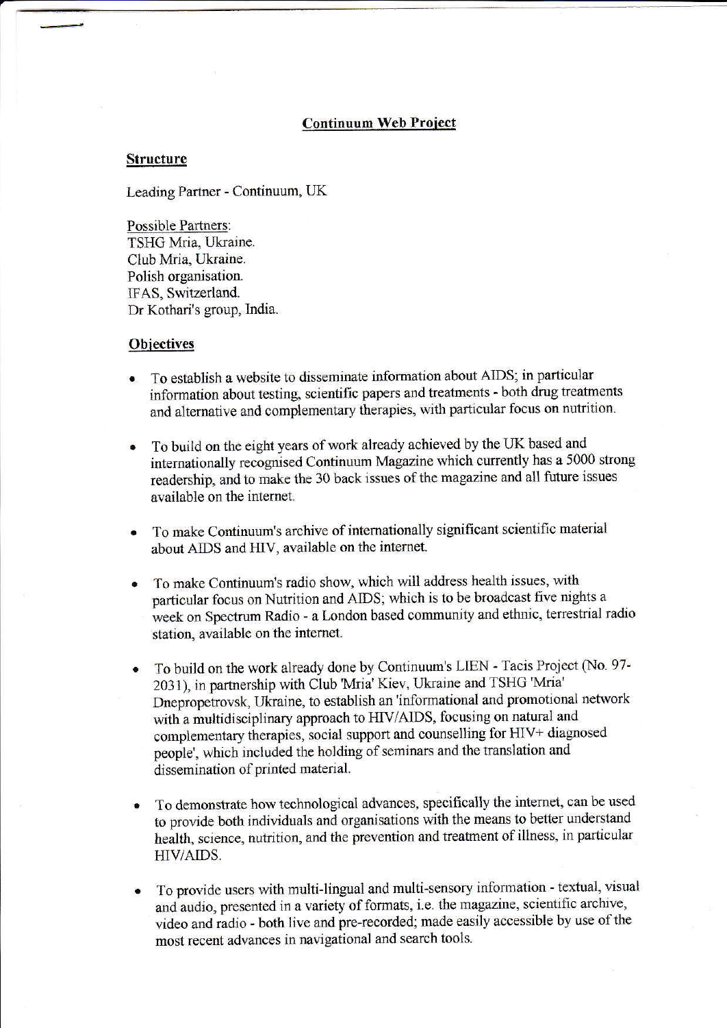# Continuum Web Project

## Structure

Leading Partner - Continuum, UK

Possible Partners:
TSHG Mria, Ukraine.
Club Mria, Ukraine.
Polish organisation.
IFAS, Switzerland.
Dr Kothari's group, India.

## Objectives

- To establish a website to disseminate information about AIDS; in particular information about testing, scientific papers and treatments - both drug treatments and alternative and complementary therapies, with particular focus on nutrition.

- To build on the eight years of work already achieved by the UK based and internationally recognised Continuum Magazine which currently has a 5000 strong readership, and to make the 30 back issues of the magazine and all future issues available on the internet.

- To make Continuum's archive of internationally significant scientific material about AIDS and HIV, available on the internet.

- To make Continuum's radio show, which will address health issues, with particular focus on Nutrition and AIDS; which is to be broadcast five nights a week on Spectrum Radio - a London based community and ethnic, terrestrial radio station, available on the internet.

- To build on the work already done by Continuum's LIEN - Tacis Project (No. 97-2031), in partnership with Club 'Mria' Kiev, Ukraine and TSHG 'Mria' Dnepropetrovsk, Ukraine, to establish an 'informational and promotional network with a multidisciplinary approach to HIV/AIDS, focusing on natural and complementary therapies, social support and counselling for HIV+ diagnosed people', which included the holding of seminars and the translation and dissemination of printed material.

- To demonstrate how technological advances, specifically the internet, can be used to provide both individuals and organisations with the means to better understand health, science, nutrition, and the prevention and treatment of illness, in particular HIV/AIDS.

- To provide users with multi-lingual and multi-sensory information - textual, visual and audio, presented in a variety of formats, i.e. the magazine, scientific archive, video and radio - both live and pre-recorded; made easily accessible by use of the most recent advances in navigational and search tools.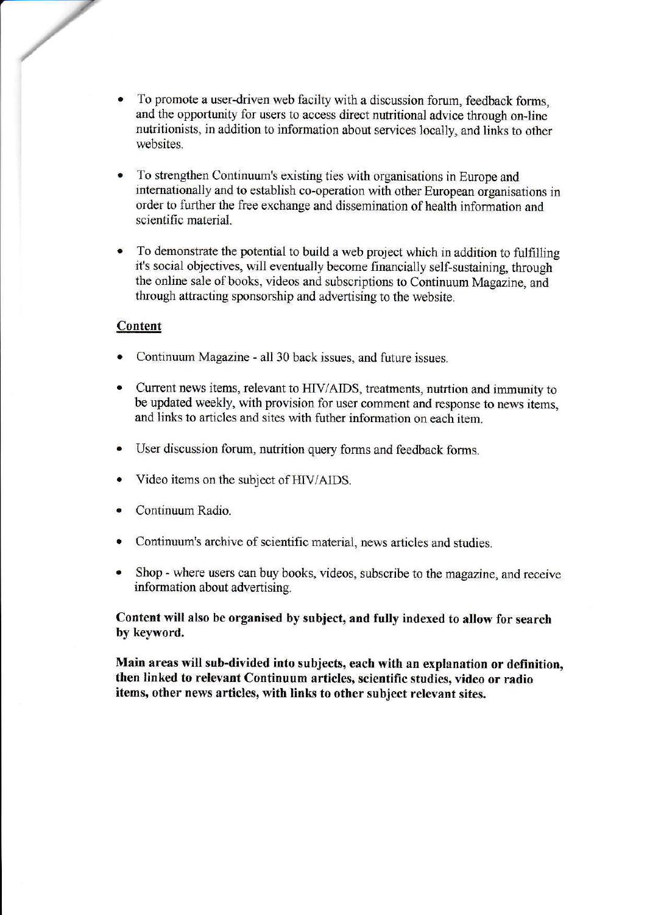- To promote a user-driven web facilty with a discussion forum, feedback forms, and the opportunity for users to access direct nutritional advice through on-line nutritionists, in addition to information about services locally, and links to other websites.

- To strengthen Continuum's existing ties with organisations in Europe and internationally and to establish co-operation with other European organisations in order to further the free exchange and dissemination of health information and scientific material.

- To demonstrate the potential to build a web project which in addition to fulfilling it's social objectives, will eventually become financially self-sustaining, through the online sale of books, videos and subscriptions to Continuum Magazine, and through attracting sponsorship and advertising to the website.

## Content

- Continuum Magazine - all 30 back issues, and future issues.

- Current news items, relevant to HIV/AIDS, treatments, nutrtion and immunity to be updated weekly, with provision for user comment and response to news items, and links to articles and sites with futher information on each item.

- User discussion forum, nutrition query forms and feedback forms.

- Video items on the subject of HIV/AIDS.

- Continuum Radio.

- Continuum's archive of scientific material, news articles and studies.

- Shop - where users can buy books, videos, subscribe to the magazine, and receive information about advertising.

**Content will also be organised by subject, and fully indexed to allow for search by keyword.**

**Main areas will sub-divided into subjects, each with an explanation or definition, then linked to relevant Continuum articles, scientific studies, video or radio items, other news articles, with links to other subject relevant sites.**